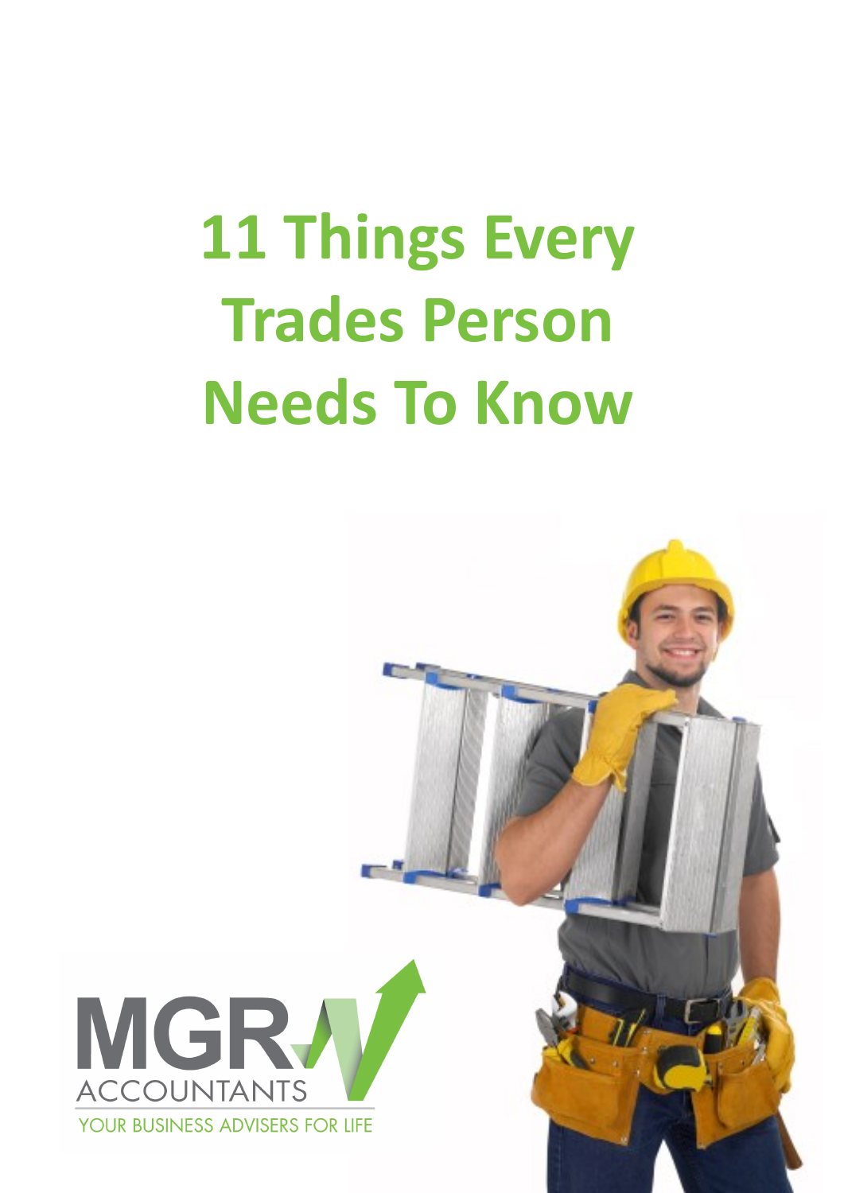# 11 Things Every Trades Person Needs To Know

MGR ACCOUNTANTS

YOUR BUSINESS ADVISERS FOR LIFE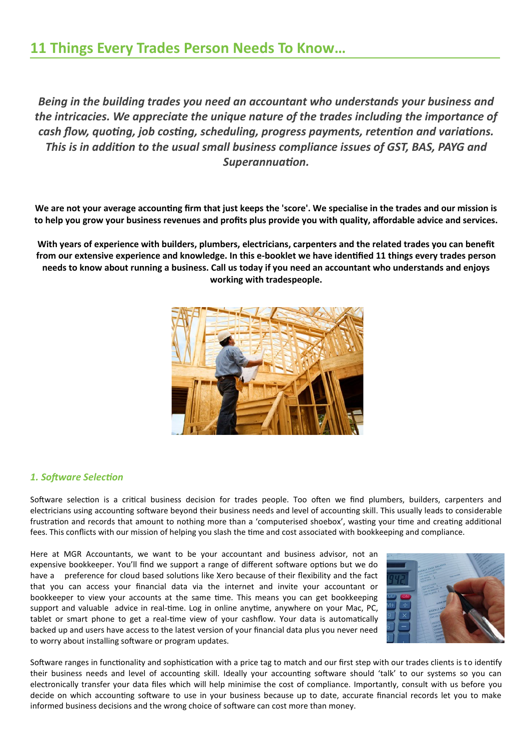## 11 Things Every Trades Person Needs To Know…

***Being in the building trades you need an accountant who understands your business and the intricacies. We appreciate the unique nature of the trades including the importance of cash flow, quoting, job costing, scheduling, progress payments, retention and variations. This is in addition to the usual small business compliance issues of GST, BAS, PAYG and Superannuation.***

**We are not your average accounting firm that just keeps the 'score'. We specialise in the trades and our mission is to help you grow your business revenues and profits plus provide you with quality, affordable advice and services.**

**With years of experience with builders, plumbers, electricians, carpenters and the related trades you can benefit from our extensive experience and knowledge. In this e-booklet we have identified 11 things every trades person needs to know about running a business. Call us today if you need an accountant who understands and enjoys working with tradespeople.**

### *1. Software Selection*

Software selection is a critical business decision for trades people. Too often we find plumbers, builders, carpenters and electricians using accounting software beyond their business needs and level of accounting skill. This usually leads to considerable frustration and records that amount to nothing more than a 'computerised shoebox', wasting your time and creating additional fees. This conflicts with our mission of helping you slash the time and cost associated with bookkeeping and compliance.

Here at MGR Accountants, we want to be your accountant and business advisor, not an expensive bookkeeper. You'll find we support a range of different software options but we do have a preference for cloud based solutions like Xero because of their flexibility and the fact that you can access your financial data via the internet and invite your accountant or bookkeeper to view your accounts at the same time. This means you can get bookkeeping support and valuable advice in real-time. Log in online anytime, anywhere on your Mac, PC, tablet or smart phone to get a real-time view of your cashflow. Your data is automatically backed up and users have access to the latest version of your financial data plus you never need to worry about installing software or program updates.

Software ranges in functionality and sophistication with a price tag to match and our first step with our trades clients is to identify their business needs and level of accounting skill. Ideally your accounting software should 'talk' to our systems so you can electronically transfer your data files which will help minimise the cost of compliance. Importantly, consult with us before you decide on which accounting software to use in your business because up to date, accurate financial records let you to make informed business decisions and the wrong choice of software can cost more than money.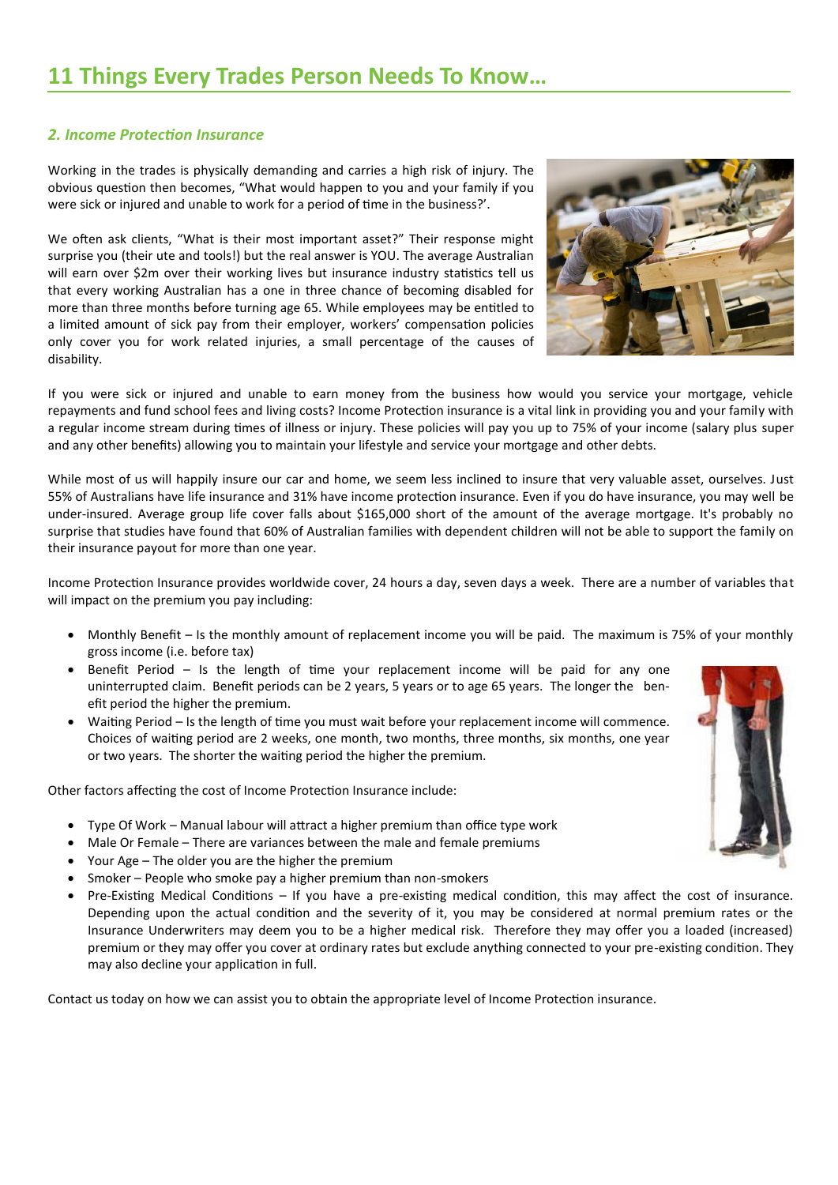# 11 Things Every Trades Person Needs To Know…

## *2. Income Protection Insurance*

Working in the trades is physically demanding and carries a high risk of injury. The obvious question then becomes, "What would happen to you and your family if you were sick or injured and unable to work for a period of time in the business?'.

We often ask clients, "What is their most important asset?" Their response might surprise you (their ute and tools!) but the real answer is YOU. The average Australian will earn over $2m over their working lives but insurance industry statistics tell us that every working Australian has a one in three chance of becoming disabled for more than three months before turning age 65. While employees may be entitled to a limited amount of sick pay from their employer, workers' compensation policies only cover you for work related injuries, a small percentage of the causes of disability.

If you were sick or injured and unable to earn money from the business how would you service your mortgage, vehicle repayments and fund school fees and living costs? Income Protection insurance is a vital link in providing you and your family with a regular income stream during times of illness or injury. These policies will pay you up to 75% of your income (salary plus super and any other benefits) allowing you to maintain your lifestyle and service your mortgage and other debts.

While most of us will happily insure our car and home, we seem less inclined to insure that very valuable asset, ourselves. Just 55% of Australians have life insurance and 31% have income protection insurance. Even if you do have insurance, you may well be under-insured. Average group life cover falls about $165,000 short of the amount of the average mortgage. It's probably no surprise that studies have found that 60% of Australian families with dependent children will not be able to support the family on their insurance payout for more than one year.

Income Protection Insurance provides worldwide cover, 24 hours a day, seven days a week. There are a number of variables that will impact on the premium you pay including:

- Monthly Benefit – Is the monthly amount of replacement income you will be paid. The maximum is 75% of your monthly gross income (i.e. before tax)
- Benefit Period – Is the length of time your replacement income will be paid for any one uninterrupted claim. Benefit periods can be 2 years, 5 years or to age 65 years. The longer the benefit period the higher the premium.
- Waiting Period – Is the length of time you must wait before your replacement income will commence. Choices of waiting period are 2 weeks, one month, two months, three months, six months, one year or two years. The shorter the waiting period the higher the premium.

Other factors affecting the cost of Income Protection Insurance include:

- Type Of Work – Manual labour will attract a higher premium than office type work
- Male Or Female – There are variances between the male and female premiums
- Your Age – The older you are the higher the premium
- Smoker – People who smoke pay a higher premium than non-smokers
- Pre-Existing Medical Conditions – If you have a pre-existing medical condition, this may affect the cost of insurance. Depending upon the actual condition and the severity of it, you may be considered at normal premium rates or the Insurance Underwriters may deem you to be a higher medical risk. Therefore they may offer you a loaded (increased) premium or they may offer you cover at ordinary rates but exclude anything connected to your pre-existing condition. They may also decline your application in full.

Contact us today on how we can assist you to obtain the appropriate level of Income Protection insurance.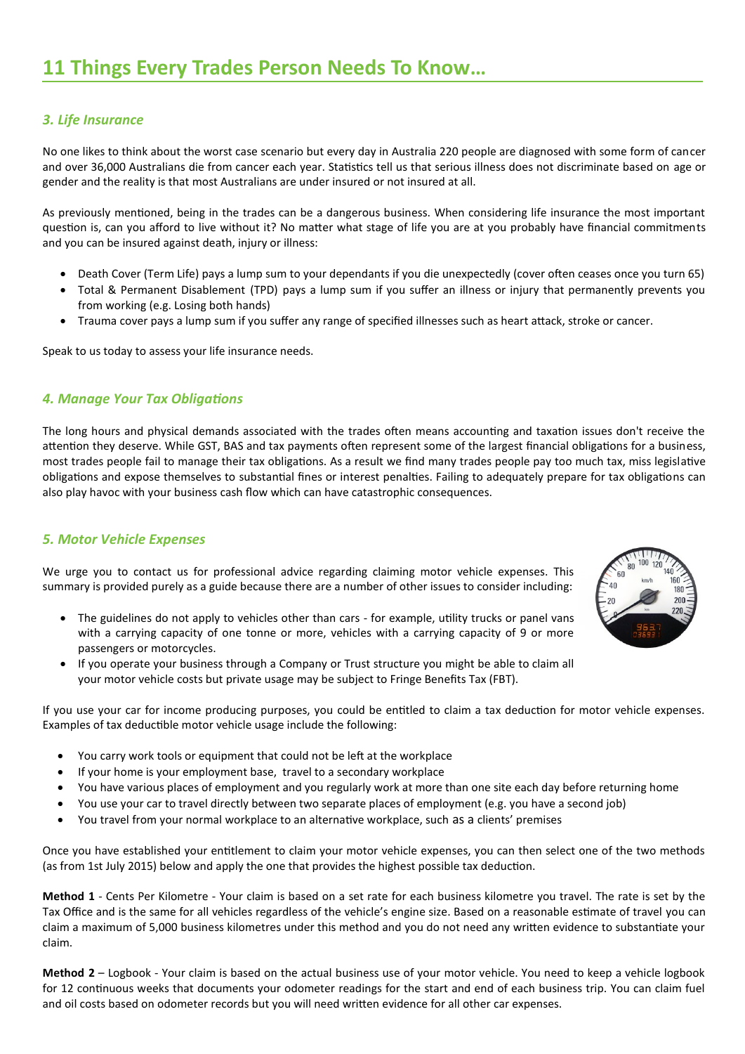# 11 Things Every Trades Person Needs To Know…

### *3. Life Insurance*

No one likes to think about the worst case scenario but every day in Australia 220 people are diagnosed with some form of cancer and over 36,000 Australians die from cancer each year. Statistics tell us that serious illness does not discriminate based on age or gender and the reality is that most Australians are under insured or not insured at all.

As previously mentioned, being in the trades can be a dangerous business. When considering life insurance the most important question is, can you afford to live without it? No matter what stage of life you are at you probably have financial commitments and you can be insured against death, injury or illness:

- Death Cover (Term Life) pays a lump sum to your dependants if you die unexpectedly (cover often ceases once you turn 65)
- Total & Permanent Disablement (TPD) pays a lump sum if you suffer an illness or injury that permanently prevents you from working (e.g. Losing both hands)
- Trauma cover pays a lump sum if you suffer any range of specified illnesses such as heart attack, stroke or cancer.

Speak to us today to assess your life insurance needs.

### *4. Manage Your Tax Obligations*

The long hours and physical demands associated with the trades often means accounting and taxation issues don't receive the attention they deserve. While GST, BAS and tax payments often represent some of the largest financial obligations for a business, most trades people fail to manage their tax obligations. As a result we find many trades people pay too much tax, miss legislative obligations and expose themselves to substantial fines or interest penalties. Failing to adequately prepare for tax obligations can also play havoc with your business cash flow which can have catastrophic consequences.

### *5. Motor Vehicle Expenses*

We urge you to contact us for professional advice regarding claiming motor vehicle expenses. This summary is provided purely as a guide because there are a number of other issues to consider including:

- The guidelines do not apply to vehicles other than cars - for example, utility trucks or panel vans with a carrying capacity of one tonne or more, vehicles with a carrying capacity of 9 or more passengers or motorcycles.
- If you operate your business through a Company or Trust structure you might be able to claim all your motor vehicle costs but private usage may be subject to Fringe Benefits Tax (FBT).

If you use your car for income producing purposes, you could be entitled to claim a tax deduction for motor vehicle expenses. Examples of tax deductible motor vehicle usage include the following:

- You carry work tools or equipment that could not be left at the workplace
- If your home is your employment base, travel to a secondary workplace
- You have various places of employment and you regularly work at more than one site each day before returning home
- You use your car to travel directly between two separate places of employment (e.g. you have a second job)
- You travel from your normal workplace to an alternative workplace, such as a clients' premises

Once you have established your entitlement to claim your motor vehicle expenses, you can then select one of the two methods (as from 1st July 2015) below and apply the one that provides the highest possible tax deduction.

**Method 1** - Cents Per Kilometre - Your claim is based on a set rate for each business kilometre you travel. The rate is set by the Tax Office and is the same for all vehicles regardless of the vehicle's engine size. Based on a reasonable estimate of travel you can claim a maximum of 5,000 business kilometres under this method and you do not need any written evidence to substantiate your claim.

**Method 2** – Logbook - Your claim is based on the actual business use of your motor vehicle. You need to keep a vehicle logbook for 12 continuous weeks that documents your odometer readings for the start and end of each business trip. You can claim fuel and oil costs based on odometer records but you will need written evidence for all other car expenses.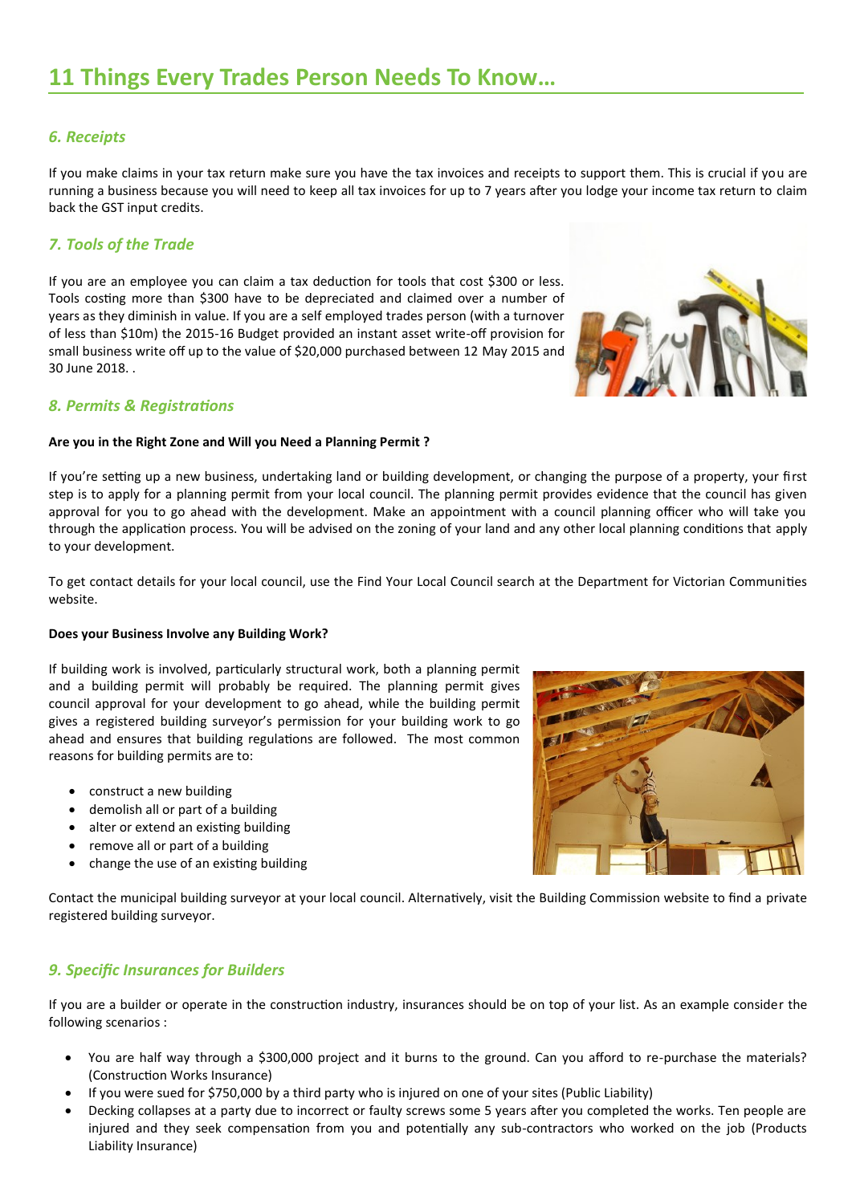# 11 Things Every Trades Person Needs To Know…

### *6. Receipts*

If you make claims in your tax return make sure you have the tax invoices and receipts to support them. This is crucial if you are running a business because you will need to keep all tax invoices for up to 7 years after you lodge your income tax return to claim back the GST input credits.

### *7. Tools of the Trade*

If you are an employee you can claim a tax deduction for tools that cost $300 or less. Tools costing more than $300 have to be depreciated and claimed over a number of years as they diminish in value. If you are a self employed trades person (with a turnover of less than $10m) the 2015-16 Budget provided an instant asset write-off provision for small business write off up to the value of $20,000 purchased between 12 May 2015 and 30 June 2018. .

### *8. Permits & Registrations*

**Are you in the Right Zone and Will you Need a Planning Permit ?**

If you're setting up a new business, undertaking land or building development, or changing the purpose of a property, your first step is to apply for a planning permit from your local council. The planning permit provides evidence that the council has given approval for you to go ahead with the development. Make an appointment with a council planning officer who will take you through the application process. You will be advised on the zoning of your land and any other local planning conditions that apply to your development.

To get contact details for your local council, use the Find Your Local Council search at the Department for Victorian Communities website.

**Does your Business Involve any Building Work?**

If building work is involved, particularly structural work, both a planning permit and a building permit will probably be required. The planning permit gives council approval for your development to go ahead, while the building permit gives a registered building surveyor's permission for your building work to go ahead and ensures that building regulations are followed. The most common reasons for building permits are to:

- construct a new building
- demolish all or part of a building
- alter or extend an existing building
- remove all or part of a building
- change the use of an existing building

Contact the municipal building surveyor at your local council. Alternatively, visit the Building Commission website to find a private registered building surveyor.

### *9. Specific Insurances for Builders*

If you are a builder or operate in the construction industry, insurances should be on top of your list. As an example consider the following scenarios :

- You are half way through a $300,000 project and it burns to the ground. Can you afford to re-purchase the materials? (Construction Works Insurance)
- If you were sued for $750,000 by a third party who is injured on one of your sites (Public Liability)
- Decking collapses at a party due to incorrect or faulty screws some 5 years after you completed the works. Ten people are injured and they seek compensation from you and potentially any sub-contractors who worked on the job (Products Liability Insurance)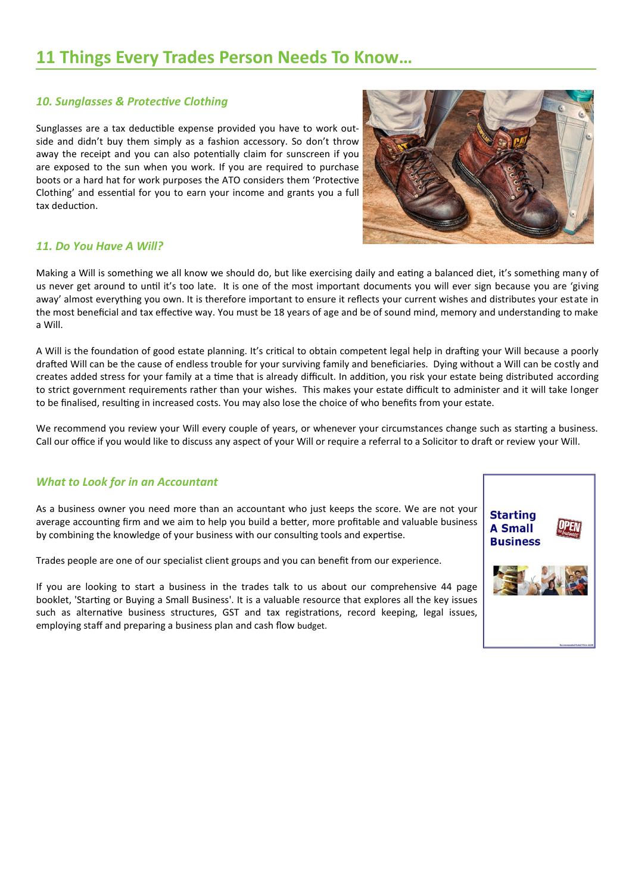# 11 Things Every Trades Person Needs To Know…

### *10. Sunglasses & Protective Clothing*

Sunglasses are a tax deductible expense provided you have to work outside and didn't buy them simply as a fashion accessory. So don't throw away the receipt and you can also potentially claim for sunscreen if you are exposed to the sun when you work. If you are required to purchase boots or a hard hat for work purposes the ATO considers them 'Protective Clothing' and essential for you to earn your income and grants you a full tax deduction.

### *11. Do You Have A Will?*

Making a Will is something we all know we should do, but like exercising daily and eating a balanced diet, it's something many of us never get around to until it's too late. It is one of the most important documents you will ever sign because you are 'giving away' almost everything you own. It is therefore important to ensure it reflects your current wishes and distributes your estate in the most beneficial and tax effective way. You must be 18 years of age and be of sound mind, memory and understanding to make a Will.

A Will is the foundation of good estate planning. It's critical to obtain competent legal help in drafting your Will because a poorly drafted Will can be the cause of endless trouble for your surviving family and beneficiaries. Dying without a Will can be costly and creates added stress for your family at a time that is already difficult. In addition, you risk your estate being distributed according to strict government requirements rather than your wishes. This makes your estate difficult to administer and it will take longer to be finalised, resulting in increased costs. You may also lose the choice of who benefits from your estate.

We recommend you review your Will every couple of years, or whenever your circumstances change such as starting a business. Call our office if you would like to discuss any aspect of your Will or require a referral to a Solicitor to draft or review your Will.

### *What to Look for in an Accountant*

As a business owner you need more than an accountant who just keeps the score. We are not your average accounting firm and we aim to help you build a better, more profitable and valuable business by combining the knowledge of your business with our consulting tools and expertise.

Trades people are one of our specialist client groups and you can benefit from our experience.

If you are looking to start a business in the trades talk to us about our comprehensive 44 page booklet, 'Starting or Buying a Small Business'. It is a valuable resource that explores all the key issues such as alternative business structures, GST and tax registrations, record keeping, legal issues, employing staff and preparing a business plan and cash flow budget.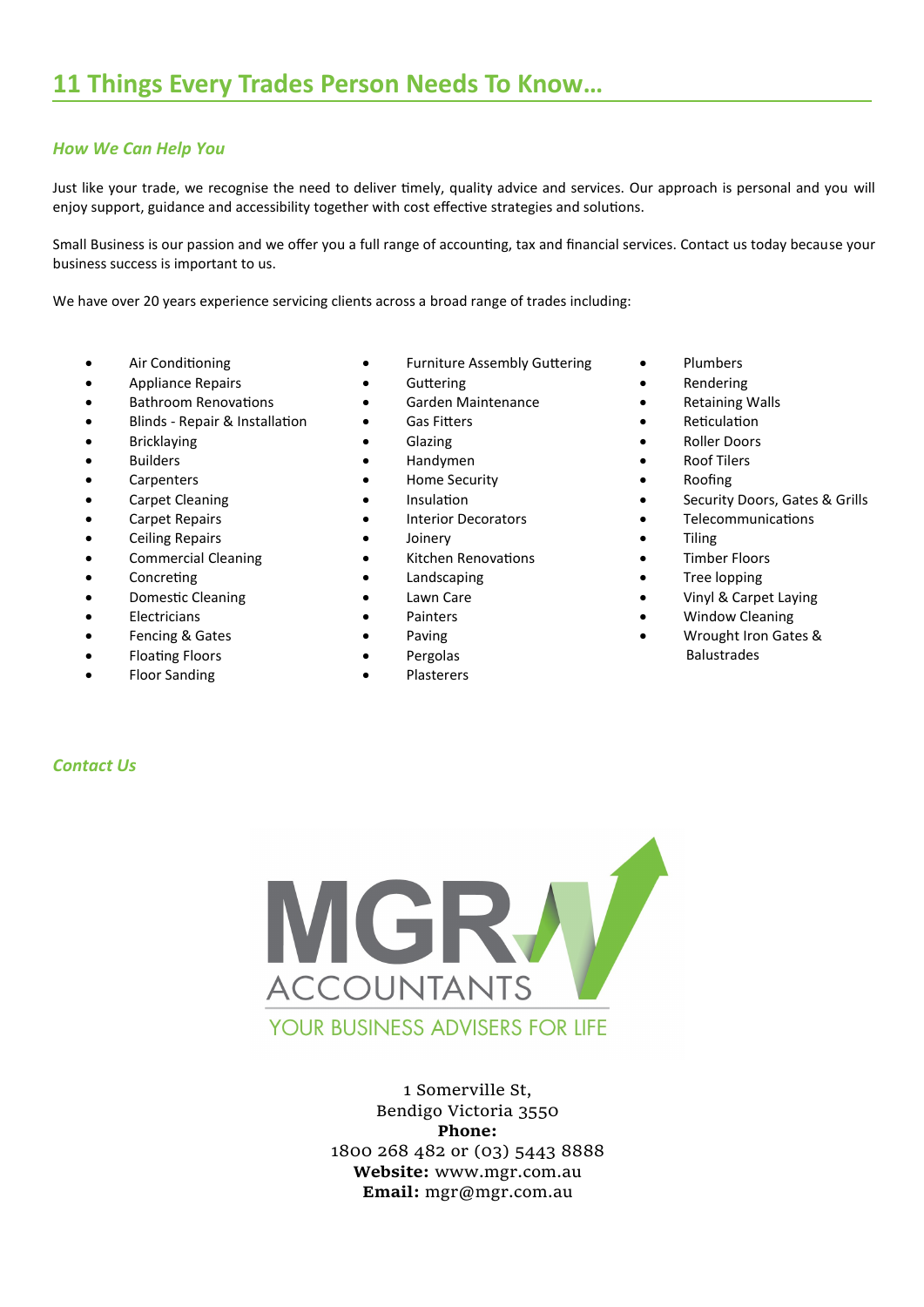## 11 Things Every Trades Person Needs To Know…

### *How We Can Help You*

Just like your trade, we recognise the need to deliver timely, quality advice and services. Our approach is personal and you will enjoy support, guidance and accessibility together with cost effective strategies and solutions.

Small Business is our passion and we offer you a full range of accounting, tax and financial services. Contact us today because your business success is important to us.

We have over 20 years experience servicing clients across a broad range of trades including:

- Air Conditioning
- Appliance Repairs
- Bathroom Renovations
- Blinds - Repair & Installation
- Bricklaying
- Builders
- Carpenters
- Carpet Cleaning
- Carpet Repairs
- Ceiling Repairs
- Commercial Cleaning
- Concreting
- Domestic Cleaning
- Electricians
- Fencing & Gates
- Floating Floors
- Floor Sanding
- Furniture Assembly Guttering
- Guttering
- Garden Maintenance
- Gas Fitters
- Glazing
- Handymen
- Home Security
- Insulation
- Interior Decorators
- Joinery
- Kitchen Renovations
- Landscaping
- Lawn Care
- Painters
- Paving
- Pergolas
- Plasterers
- Plumbers
- Rendering
- Retaining Walls
- Reticulation
- Roller Doors
- Roof Tilers
- Roofing
- Security Doors, Gates & Grills
- Telecommunications
- Tiling
- Timber Floors
- Tree lopping
- Vinyl & Carpet Laying
- Window Cleaning
- Wrought Iron Gates & Balustrades

### *Contact Us*

MGR ACCOUNTANTS
YOUR BUSINESS ADVISERS FOR LIFE

1 Somerville St,
Bendigo Victoria 3550
**Phone:**
1800 268 482 or (03) 5443 8888
**Website:** www.mgr.com.au
**Email:** mgr@mgr.com.au